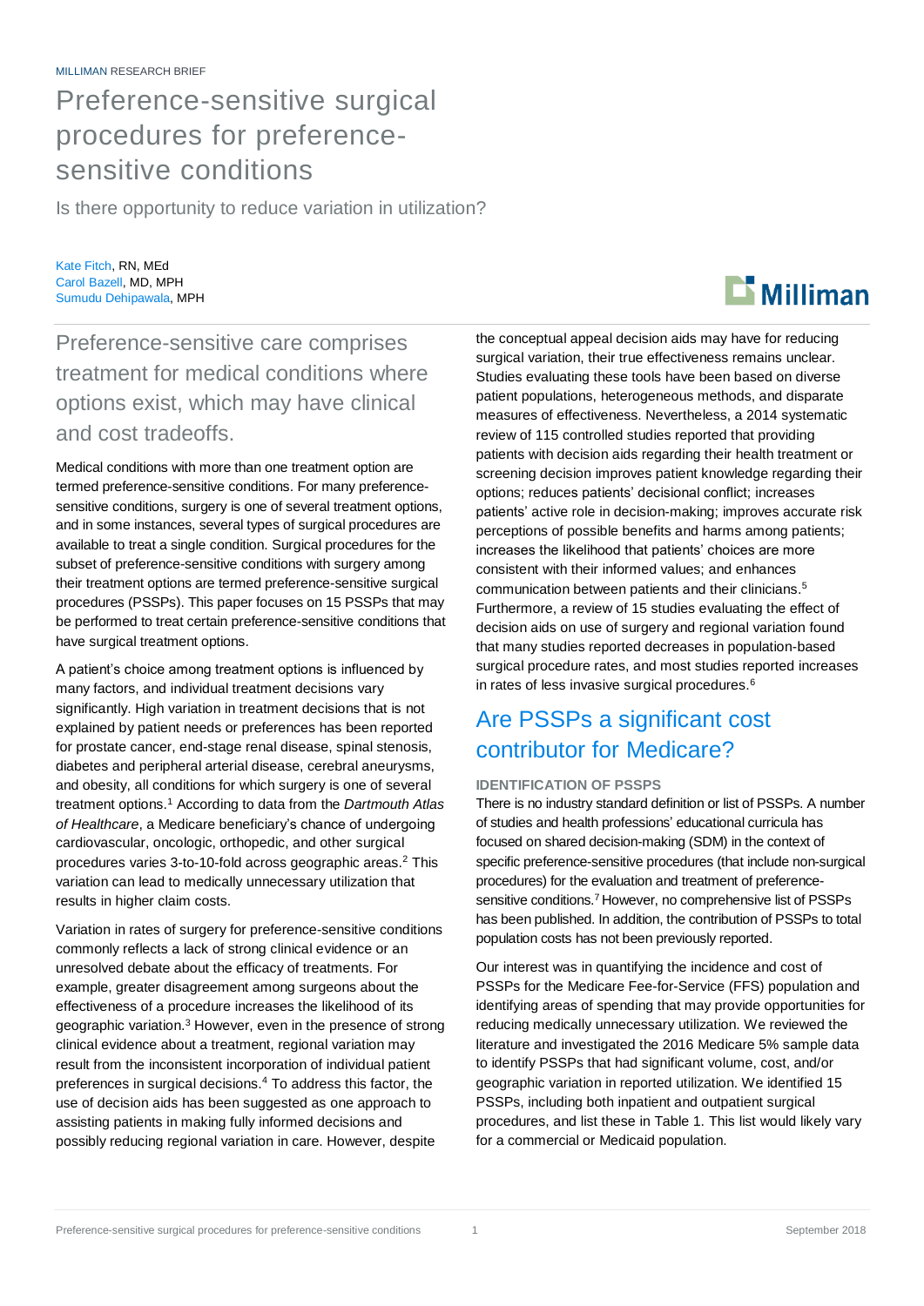MILLIMAN RESEARCH BRIEF

# Preference-sensitive surgical procedures for preference-sensitive conditions

Is there opportunity to reduce variation in utilization?

Kate Fitch, RN, MEd
Carol Bazell, MD, MPH
Sumudu Dehipawala, MPH

## Preference-sensitive care comprises treatment for medical conditions where options exist, which may have clinical and cost tradeoffs.

Medical conditions with more than one treatment option are termed preference-sensitive conditions. For many preference-sensitive conditions, surgery is one of several treatment options, and in some instances, several types of surgical procedures are available to treat a single condition. Surgical procedures for the subset of preference-sensitive conditions with surgery among their treatment options are termed preference-sensitive surgical procedures (PSSPs). This paper focuses on 15 PSSPs that may be performed to treat certain preference-sensitive conditions that have surgical treatment options.

A patient's choice among treatment options is influenced by many factors, and individual treatment decisions vary significantly. High variation in treatment decisions that is not explained by patient needs or preferences has been reported for prostate cancer, end-stage renal disease, spinal stenosis, diabetes and peripheral arterial disease, cerebral aneurysms, and obesity, all conditions for which surgery is one of several treatment options.[1] According to data from the *Dartmouth Atlas of Healthcare*, a Medicare beneficiary's chance of undergoing cardiovascular, oncologic, orthopedic, and other surgical procedures varies 3-to-10-fold across geographic areas.[2] This variation can lead to medically unnecessary utilization that results in higher claim costs.

Variation in rates of surgery for preference-sensitive conditions commonly reflects a lack of strong clinical evidence or an unresolved debate about the efficacy of treatments. For example, greater disagreement among surgeons about the effectiveness of a procedure increases the likelihood of its geographic variation.[3] However, even in the presence of strong clinical evidence about a treatment, regional variation may result from the inconsistent incorporation of individual patient preferences in surgical decisions.[4] To address this factor, the use of decision aids has been suggested as one approach to assisting patients in making fully informed decisions and possibly reducing regional variation in care. However, despite the conceptual appeal decision aids may have for reducing surgical variation, their true effectiveness remains unclear. Studies evaluating these tools have been based on diverse patient populations, heterogeneous methods, and disparate measures of effectiveness. Nevertheless, a 2014 systematic review of 115 controlled studies reported that providing patients with decision aids regarding their health treatment or screening decision improves patient knowledge regarding their options; reduces patients' decisional conflict; increases patients' active role in decision-making; improves accurate risk perceptions of possible benefits and harms among patients; increases the likelihood that patients' choices are more consistent with their informed values; and enhances communication between patients and their clinicians.[5] Furthermore, a review of 15 studies evaluating the effect of decision aids on use of surgery and regional variation found that many studies reported decreases in population-based surgical procedure rates, and most studies reported increases in rates of less invasive surgical procedures.[6]

## Are PSSPs a significant cost contributor for Medicare?

### IDENTIFICATION OF PSSPS

There is no industry standard definition or list of PSSPs. A number of studies and health professions' educational curricula has focused on shared decision-making (SDM) in the context of specific preference-sensitive procedures (that include non-surgical procedures) for the evaluation and treatment of preference-sensitive conditions.[7] However, no comprehensive list of PSSPs has been published. In addition, the contribution of PSSPs to total population costs has not been previously reported.

Our interest was in quantifying the incidence and cost of PSSPs for the Medicare Fee-for-Service (FFS) population and identifying areas of spending that may provide opportunities for reducing medically unnecessary utilization. We reviewed the literature and investigated the 2016 Medicare 5% sample data to identify PSSPs that had significant volume, cost, and/or geographic variation in reported utilization. We identified 15 PSSPs, including both inpatient and outpatient surgical procedures, and list these in Table 1. This list would likely vary for a commercial or Medicaid population.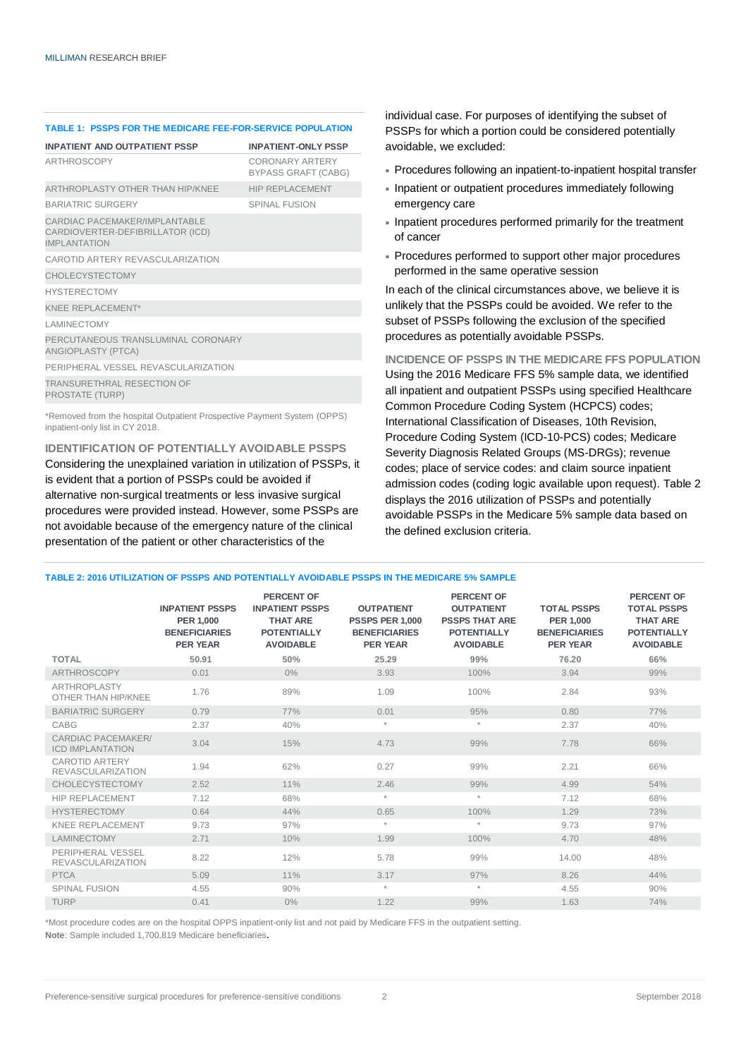**TABLE 1: PSSPS FOR THE MEDICARE FEE-FOR-SERVICE POPULATION**

| INPATIENT AND OUTPATIENT PSSP | INPATIENT-ONLY PSSP |
|---|---|
| ARTHROSCOPY | CORONARY ARTERY BYPASS GRAFT (CABG) |
| ARTHROPLASTY OTHER THAN HIP/KNEE | HIP REPLACEMENT |
| BARIATRIC SURGERY | SPINAL FUSION |
| CARDIAC PACEMAKER/IMPLANTABLE CARDIOVERTER-DEFIBRILLATOR (ICD) IMPLANTATION | |
| CAROTID ARTERY REVASCULARIZATION | |
| CHOLECYSTECTOMY | |
| HYSTERECTOMY | |
| KNEE REPLACEMENT* | |
| LAMINECTOMY | |
| PERCUTANEOUS TRANSLUMINAL CORONARY ANGIOPLASTY (PTCA) | |
| PERIPHERAL VESSEL REVASCULARIZATION | |
| TRANSURETHRAL RESECTION OF PROSTATE (TURP) | |

*Removed from the hospital Outpatient Prospective Payment System (OPPS) inpatient-only list in CY 2018.

## IDENTIFICATION OF POTENTIALLY AVOIDABLE PSSPS

Considering the unexplained variation in utilization of PSSPs, it is evident that a portion of PSSPs could be avoided if alternative non-surgical treatments or less invasive surgical procedures were provided instead. However, some PSSPs are not avoidable because of the emergency nature of the clinical presentation of the patient or other characteristics of the individual case. For purposes of identifying the subset of PSSPs for which a portion could be considered potentially avoidable, we excluded:

- Procedures following an inpatient-to-inpatient hospital transfer
- Inpatient or outpatient procedures immediately following emergency care
- Inpatient procedures performed primarily for the treatment of cancer
- Procedures performed to support other major procedures performed in the same operative session

In each of the clinical circumstances above, we believe it is unlikely that the PSSPs could be avoided. We refer to the subset of PSSPs following the exclusion of the specified procedures as potentially avoidable PSSPs.

## INCIDENCE OF PSSPS IN THE MEDICARE FFS POPULATION

Using the 2016 Medicare FFS 5% sample data, we identified all inpatient and outpatient PSSPs using specified Healthcare Common Procedure Coding System (HCPCS) codes; International Classification of Diseases, 10th Revision, Procedure Coding System (ICD-10-PCS) codes; Medicare Severity Diagnosis Related Groups (MS-DRGs); revenue codes; place of service codes: and claim source inpatient admission codes (coding logic available upon request). Table 2 displays the 2016 utilization of PSSPs and potentially avoidable PSSPs in the Medicare 5% sample data based on the defined exclusion criteria.

**TABLE 2: 2016 UTILIZATION OF PSSPS AND POTENTIALLY AVOIDABLE PSSPS IN THE MEDICARE 5% SAMPLE**

| | INPATIENT PSSPS PER 1,000 BENEFICIARIES PER YEAR | PERCENT OF INPATIENT PSSPS THAT ARE POTENTIALLY AVOIDABLE | OUTPATIENT PSSPS PER 1,000 BENEFICIARIES PER YEAR | PERCENT OF OUTPATIENT PSSPS THAT ARE POTENTIALLY AVOIDABLE | TOTAL PSSPS PER 1,000 BENEFICIARIES PER YEAR | PERCENT OF TOTAL PSSPS THAT ARE POTENTIALLY AVOIDABLE |
|---|---|---|---|---|---|---|
| **TOTAL** | **50.91** | **50%** | **25.29** | **99%** | **76.20** | **66%** |
| ARTHROSCOPY | 0.01 | 0% | 3.93 | 100% | 3.94 | 99% |
| ARTHROPLASTY OTHER THAN HIP/KNEE | 1.76 | 89% | 1.09 | 100% | 2.84 | 93% |
| BARIATRIC SURGERY | 0.79 | 77% | 0.01 | 95% | 0.80 | 77% |
| CABG | 2.37 | 40% | * | * | 2.37 | 40% |
| CARDIAC PACEMAKER/ ICD IMPLANTATION | 3.04 | 15% | 4.73 | 99% | 7.78 | 66% |
| CAROTID ARTERY REVASCULARIZATION | 1.94 | 62% | 0.27 | 99% | 2.21 | 66% |
| CHOLECYSTECTOMY | 2.52 | 11% | 2.46 | 99% | 4.99 | 54% |
| HIP REPLACEMENT | 7.12 | 68% | * | * | 7.12 | 68% |
| HYSTERECTOMY | 0.64 | 44% | 0.65 | 100% | 1.29 | 73% |
| KNEE REPLACEMENT | 9.73 | 97% | * | * | 9.73 | 97% |
| LAMINECTOMY | 2.71 | 10% | 1.99 | 100% | 4.70 | 48% |
| PERIPHERAL VESSEL REVASCULARIZATION | 8.22 | 12% | 5.78 | 99% | 14.00 | 48% |
| PTCA | 5.09 | 11% | 3.17 | 97% | 8.26 | 44% |
| SPINAL FUSION | 4.55 | 90% | * | * | 4.55 | 90% |
| TURP | 0.41 | 0% | 1.22 | 99% | 1.63 | 74% |

*Most procedure codes are on the hospital OPPS inpatient-only list and not paid by Medicare FFS in the outpatient setting.
**Note**: Sample included 1,700,819 Medicare beneficiaries.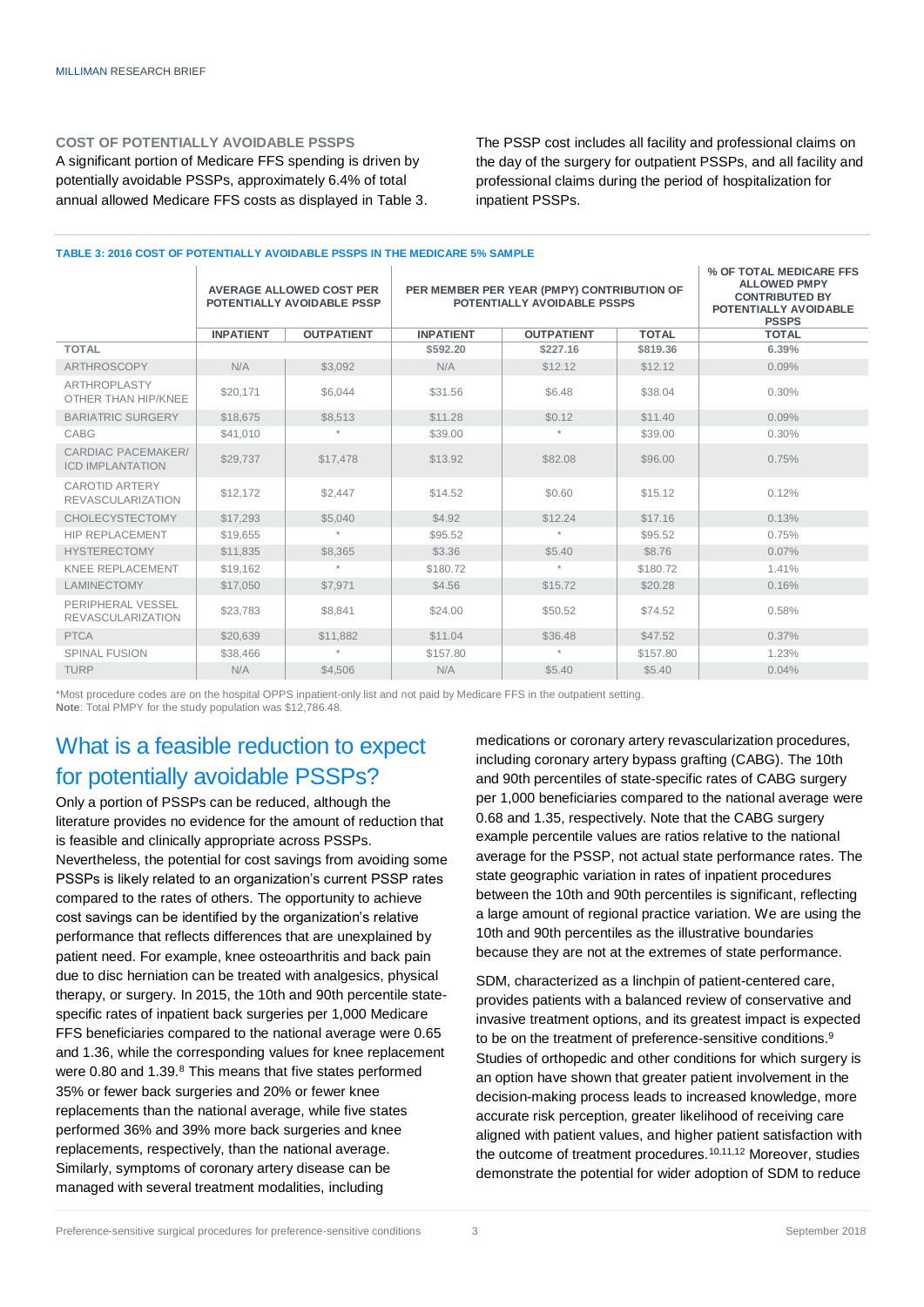### COST OF POTENTIALLY AVOIDABLE PSSPS

A significant portion of Medicare FFS spending is driven by potentially avoidable PSSPs, approximately 6.4% of total annual allowed Medicare FFS costs as displayed in Table 3.

The PSSP cost includes all facility and professional claims on the day of the surgery for outpatient PSSPs, and all facility and professional claims during the period of hospitalization for inpatient PSSPs.

**TABLE 3: 2016 COST OF POTENTIALLY AVOIDABLE PSSPS IN THE MEDICARE 5% SAMPLE**

| | AVERAGE ALLOWED COST PER POTENTIALLY AVOIDABLE PSSP | | PER MEMBER PER YEAR (PMPY) CONTRIBUTION OF POTENTIALLY AVOIDABLE PSSPS | | | % OF TOTAL MEDICARE FFS ALLOWED PMPY CONTRIBUTED BY POTENTIALLY AVOIDABLE PSSPS |
|---|---|---|---|---|---|---|
| | INPATIENT | OUTPATIENT | INPATIENT | OUTPATIENT | TOTAL | TOTAL |
| **TOTAL** | | | **$592.20** | **$227.16** | **$819.36** | **6.39%** |
| ARTHROSCOPY | N/A | $3,092 | N/A | $12.12 | $12.12 | 0.09% |
| ARTHROPLASTY OTHER THAN HIP/KNEE | $20,171 | $6,044 | $31.56 | $6.48 | $38.04 | 0.30% |
| BARIATRIC SURGERY | $18,675 | $8,513 | $11.28 | $0.12 | $11.40 | 0.09% |
| CABG | $41,010 | * | $39.00 | * | $39.00 | 0.30% |
| CARDIAC PACEMAKER/ ICD IMPLANTATION | $29,737 | $17,478 | $13.92 | $82.08 | $96.00 | 0.75% |
| CAROTID ARTERY REVASCULARIZATION | $12,172 | $2,447 | $14.52 | $0.60 | $15.12 | 0.12% |
| CHOLECYSTECTOMY | $17,293 | $5,040 | $4.92 | $12.24 | $17.16 | 0.13% |
| HIP REPLACEMENT | $19,655 | * | $95.52 | * | $95.52 | 0.75% |
| HYSTERECTOMY | $11,835 | $8,365 | $3.36 | $5.40 | $8.76 | 0.07% |
| KNEE REPLACEMENT | $19,162 | * | $180.72 | * | $180.72 | 1.41% |
| LAMINECTOMY | $17,050 | $7,971 | $4.56 | $15.72 | $20.28 | 0.16% |
| PERIPHERAL VESSEL REVASCULARIZATION | $23,783 | $8,841 | $24.00 | $50.52 | $74.52 | 0.58% |
| PTCA | $20,639 | $11,882 | $11.04 | $36.48 | $47.52 | 0.37% |
| SPINAL FUSION | $38,466 | * | $157.80 | * | $157.80 | 1.23% |
| TURP | N/A | $4,506 | N/A | $5.40 | $5.40 | 0.04% |

*Most procedure codes are on the hospital OPPS inpatient-only list and not paid by Medicare FFS in the outpatient setting.
**Note**: Total PMPY for the study population was $12,786.48.

## What is a feasible reduction to expect for potentially avoidable PSSPs?

Only a portion of PSSPs can be reduced, although the literature provides no evidence for the amount of reduction that is feasible and clinically appropriate across PSSPs. Nevertheless, the potential for cost savings from avoiding some PSSPs is likely related to an organization's current PSSP rates compared to the rates of others. The opportunity to achieve cost savings can be identified by the organization's relative performance that reflects differences that are unexplained by patient need. For example, knee osteoarthritis and back pain due to disc herniation can be treated with analgesics, physical therapy, or surgery. In 2015, the 10th and 90th percentile state-specific rates of inpatient back surgeries per 1,000 Medicare FFS beneficiaries compared to the national average were 0.65 and 1.36, while the corresponding values for knee replacement were 0.80 and 1.39.[8] This means that five states performed 35% or fewer back surgeries and 20% or fewer knee replacements than the national average, while five states performed 36% and 39% more back surgeries and knee replacements, respectively, than the national average. Similarly, symptoms of coronary artery disease can be managed with several treatment modalities, including medications or coronary artery revascularization procedures, including coronary artery bypass grafting (CABG). The 10th and 90th percentiles of state-specific rates of CABG surgery per 1,000 beneficiaries compared to the national average were 0.68 and 1.35, respectively. Note that the CABG surgery example percentile values are ratios relative to the national average for the PSSP, not actual state performance rates. The state geographic variation in rates of inpatient procedures between the 10th and 90th percentiles is significant, reflecting a large amount of regional practice variation. We are using the 10th and 90th percentiles as the illustrative boundaries because they are not at the extremes of state performance.

SDM, characterized as a linchpin of patient-centered care, provides patients with a balanced review of conservative and invasive treatment options, and its greatest impact is expected to be on the treatment of preference-sensitive conditions.[9] Studies of orthopedic and other conditions for which surgery is an option have shown that greater patient involvement in the decision-making process leads to increased knowledge, more accurate risk perception, greater likelihood of receiving care aligned with patient values, and higher patient satisfaction with the outcome of treatment procedures.[10,11,12] Moreover, studies demonstrate the potential for wider adoption of SDM to reduce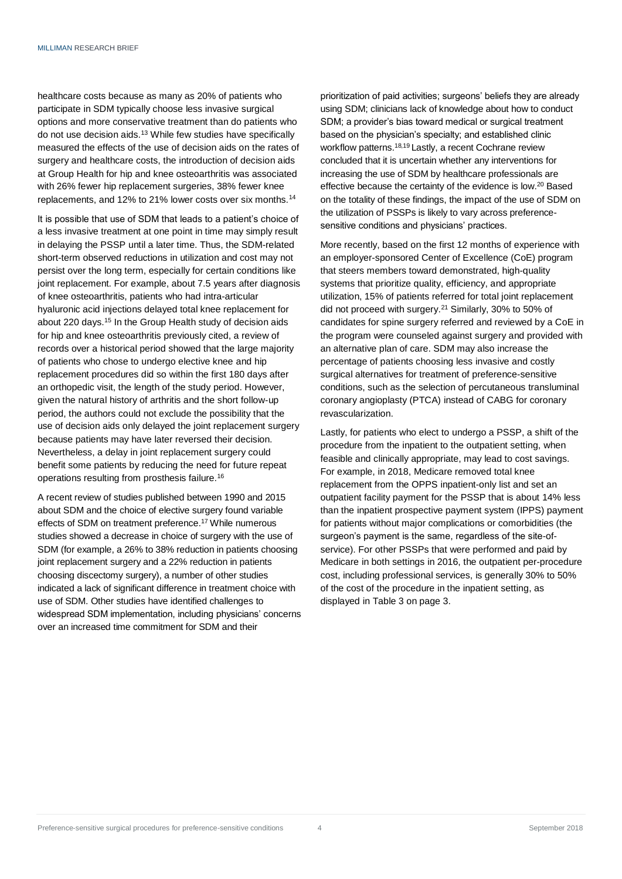healthcare costs because as many as 20% of patients who participate in SDM typically choose less invasive surgical options and more conservative treatment than do patients who do not use decision aids.[13] While few studies have specifically measured the effects of the use of decision aids on the rates of surgery and healthcare costs, the introduction of decision aids at Group Health for hip and knee osteoarthritis was associated with 26% fewer hip replacement surgeries, 38% fewer knee replacements, and 12% to 21% lower costs over six months.[14]

It is possible that use of SDM that leads to a patient's choice of a less invasive treatment at one point in time may simply result in delaying the PSSP until a later time. Thus, the SDM-related short-term observed reductions in utilization and cost may not persist over the long term, especially for certain conditions like joint replacement. For example, about 7.5 years after diagnosis of knee osteoarthritis, patients who had intra-articular hyaluronic acid injections delayed total knee replacement for about 220 days.[15] In the Group Health study of decision aids for hip and knee osteoarthritis previously cited, a review of records over a historical period showed that the large majority of patients who chose to undergo elective knee and hip replacement procedures did so within the first 180 days after an orthopedic visit, the length of the study period. However, given the natural history of arthritis and the short follow-up period, the authors could not exclude the possibility that the use of decision aids only delayed the joint replacement surgery because patients may have later reversed their decision. Nevertheless, a delay in joint replacement surgery could benefit some patients by reducing the need for future repeat operations resulting from prosthesis failure.[16]

A recent review of studies published between 1990 and 2015 about SDM and the choice of elective surgery found variable effects of SDM on treatment preference.[17] While numerous studies showed a decrease in choice of surgery with the use of SDM (for example, a 26% to 38% reduction in patients choosing joint replacement surgery and a 22% reduction in patients choosing discectomy surgery), a number of other studies indicated a lack of significant difference in treatment choice with use of SDM. Other studies have identified challenges to widespread SDM implementation, including physicians' concerns over an increased time commitment for SDM and their prioritization of paid activities; surgeons' beliefs they are already using SDM; clinicians lack of knowledge about how to conduct SDM; a provider's bias toward medical or surgical treatment based on the physician's specialty; and established clinic workflow patterns.[18,19] Lastly, a recent Cochrane review concluded that it is uncertain whether any interventions for increasing the use of SDM by healthcare professionals are effective because the certainty of the evidence is low.[20] Based on the totality of these findings, the impact of the use of SDM on the utilization of PSSPs is likely to vary across preference-sensitive conditions and physicians' practices.

More recently, based on the first 12 months of experience with an employer-sponsored Center of Excellence (CoE) program that steers members toward demonstrated, high-quality systems that prioritize quality, efficiency, and appropriate utilization, 15% of patients referred for total joint replacement did not proceed with surgery.[21] Similarly, 30% to 50% of candidates for spine surgery referred and reviewed by a CoE in the program were counseled against surgery and provided with an alternative plan of care. SDM may also increase the percentage of patients choosing less invasive and costly surgical alternatives for treatment of preference-sensitive conditions, such as the selection of percutaneous transluminal coronary angioplasty (PTCA) instead of CABG for coronary revascularization.

Lastly, for patients who elect to undergo a PSSP, a shift of the procedure from the inpatient to the outpatient setting, when feasible and clinically appropriate, may lead to cost savings. For example, in 2018, Medicare removed total knee replacement from the OPPS inpatient-only list and set an outpatient facility payment for the PSSP that is about 14% less than the inpatient prospective payment system (IPPS) payment for patients without major complications or comorbidities (the surgeon's payment is the same, regardless of the site-of-service). For other PSSPs that were performed and paid by Medicare in both settings in 2016, the outpatient per-procedure cost, including professional services, is generally 30% to 50% of the cost of the procedure in the inpatient setting, as displayed in Table 3 on page 3.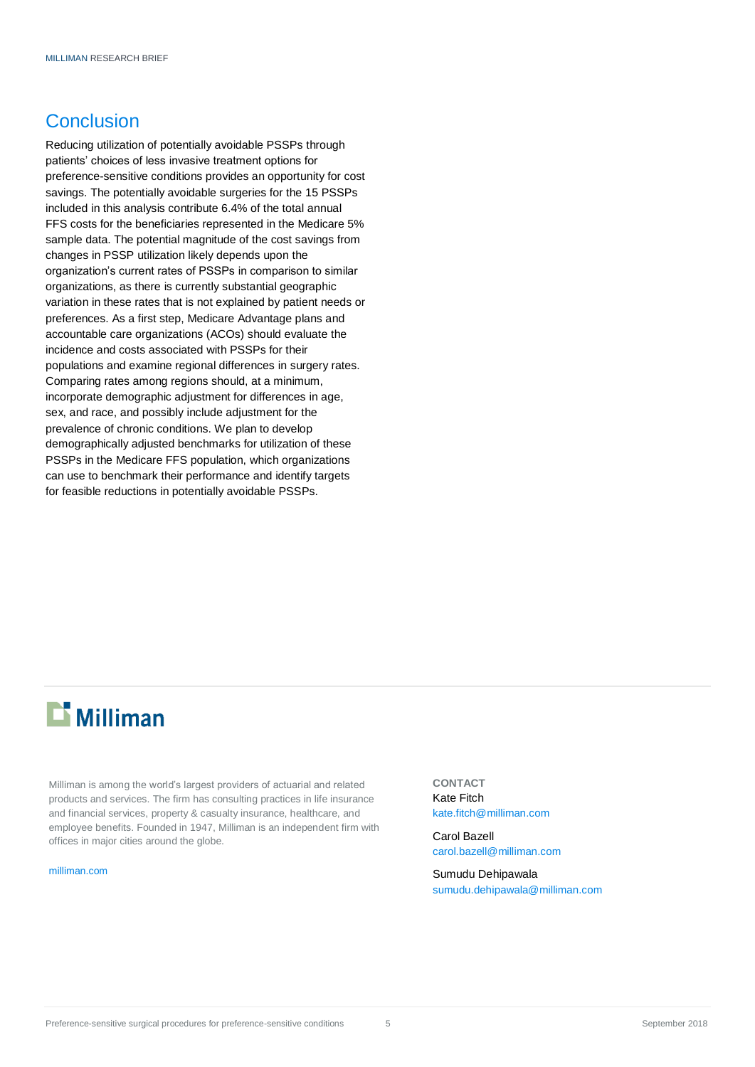## Conclusion

Reducing utilization of potentially avoidable PSSPs through patients' choices of less invasive treatment options for preference-sensitive conditions provides an opportunity for cost savings. The potentially avoidable surgeries for the 15 PSSPs included in this analysis contribute 6.4% of the total annual FFS costs for the beneficiaries represented in the Medicare 5% sample data. The potential magnitude of the cost savings from changes in PSSP utilization likely depends upon the organization's current rates of PSSPs in comparison to similar organizations, as there is currently substantial geographic variation in these rates that is not explained by patient needs or preferences. As a first step, Medicare Advantage plans and accountable care organizations (ACOs) should evaluate the incidence and costs associated with PSSPs for their populations and examine regional differences in surgery rates. Comparing rates among regions should, at a minimum, incorporate demographic adjustment for differences in age, sex, and race, and possibly include adjustment for the prevalence of chronic conditions. We plan to develop demographically adjusted benchmarks for utilization of these PSSPs in the Medicare FFS population, which organizations can use to benchmark their performance and identify targets for feasible reductions in potentially avoidable PSSPs.

**Milliman**

Milliman is among the world's largest providers of actuarial and related products and services. The firm has consulting practices in life insurance and financial services, property & casualty insurance, healthcare, and employee benefits. Founded in 1947, Milliman is an independent firm with offices in major cities around the globe.

milliman.com

**CONTACT**

Kate Fitch
kate.fitch@milliman.com

Carol Bazell
carol.bazell@milliman.com

Sumudu Dehipawala
sumudu.dehipawala@milliman.com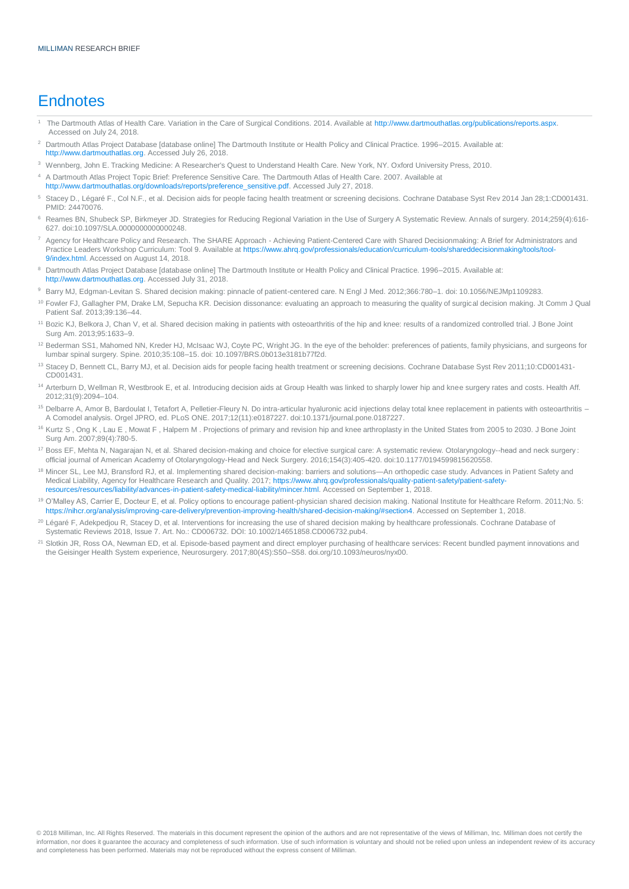# Endnotes

[1] The Dartmouth Atlas of Health Care. Variation in the Care of Surgical Conditions. 2014. Available at http://www.dartmouthatlas.org/publications/reports.aspx. Accessed on July 24, 2018.

[2] Dartmouth Atlas Project Database [database online] The Dartmouth Institute or Health Policy and Clinical Practice. 1996–2015. Available at: http://www.dartmouthatlas.org. Accessed July 26, 2018.

[3] Wennberg, John E. Tracking Medicine: A Researcher's Quest to Understand Health Care. New York, NY. Oxford University Press, 2010.

[4] A Dartmouth Atlas Project Topic Brief: Preference Sensitive Care. The Dartmouth Atlas of Health Care. 2007. Available at http://www.dartmouthatlas.org/downloads/reports/preference_sensitive.pdf. Accessed July 27, 2018.

[5] Stacey D., Légaré F., Col N.F., et al. Decision aids for people facing health treatment or screening decisions. Cochrane Database Syst Rev 2014 Jan 28;1:CD001431. PMID: 24470076.

[6] Reames BN, Shubeck SP, Birkmeyer JD. Strategies for Reducing Regional Variation in the Use of Surgery A Systematic Review. Annals of surgery. 2014;259(4):616-627. doi:10.1097/SLA.0000000000000248.

[7] Agency for Healthcare Policy and Research. The SHARE Approach - Achieving Patient-Centered Care with Shared Decisionmaking: A Brief for Administrators and Practice Leaders Workshop Curriculum: Tool 9. Available at https://www.ahrq.gov/professionals/education/curriculum-tools/shareddecisionmaking/tools/tool-9/index.html. Accessed on August 14, 2018.

[8] Dartmouth Atlas Project Database [database online] The Dartmouth Institute or Health Policy and Clinical Practice. 1996–2015. Available at: http://www.dartmouthatlas.org. Accessed July 31, 2018.

[9] Barry MJ, Edgman-Levitan S. Shared decision making: pinnacle of patient-centered care. N Engl J Med. 2012;366:780–1. doi: 10.1056/NEJMp1109283.

[10] Fowler FJ, Gallagher PM, Drake LM, Sepucha KR. Decision dissonance: evaluating an approach to measuring the quality of surgical decision making. Jt Comm J Qual Patient Saf. 2013;39:136–44.

[11] Bozic KJ, Belkora J, Chan V, et al. Shared decision making in patients with osteoarthritis of the hip and knee: results of a randomized controlled trial. J Bone Joint Surg Am. 2013;95:1633–9.

[12] Bederman SS1, Mahomed NN, Kreder HJ, McIsaac WJ, Coyte PC, Wright JG. In the eye of the beholder: preferences of patients, family physicians, and surgeons for lumbar spinal surgery. Spine. 2010;35:108–15. doi: 10.1097/BRS.0b013e3181b77f2d.

[13] Stacey D, Bennett CL, Barry MJ, et al. Decision aids for people facing health treatment or screening decisions. Cochrane Database Syst Rev 2011;10:CD001431-CD001431.

[14] Arterburn D, Wellman R, Westbrook E, et al. Introducing decision aids at Group Health was linked to sharply lower hip and knee surgery rates and costs. Health Aff. 2012;31(9):2094–104.

[15] Delbarre A, Amor B, Bardoulat I, Tetafort A, Pelletier-Fleury N. Do intra-articular hyaluronic acid injections delay total knee replacement in patients with osteoarthritis – A Comodel analysis. Orgel JPRO, ed. PLoS ONE. 2017;12(11):e0187227. doi:10.1371/journal.pone.0187227.

[16] Kurtz S , Ong K , Lau E , Mowat F , Halpern M . Projections of primary and revision hip and knee arthroplasty in the United States from 2005 to 2030. J Bone Joint Surg Am. 2007;89(4):780-5.

[17] Boss EF, Mehta N, Nagarajan N, et al. Shared decision-making and choice for elective surgical care: A systematic review. Otolaryngology--head and neck surgery : official journal of American Academy of Otolaryngology-Head and Neck Surgery. 2016;154(3):405-420. doi:10.1177/0194599815620558.

[18] Mincer SL, Lee MJ, Bransford RJ, et al. Implementing shared decision-making: barriers and solutions—An orthopedic case study. Advances in Patient Safety and Medical Liability, Agency for Healthcare Research and Quality. 2017; https://www.ahrq.gov/professionals/quality-patient-safety/patient-safety-resources/resources/liability/advances-in-patient-safety-medical-liability/mincer.html. Accessed on September 1, 2018.

[19] O'Malley AS, Carrier E, Docteur E, et al. Policy options to encourage patient-physician shared decision making. National Institute for Healthcare Reform. 2011;No. 5: https://nihcr.org/analysis/improving-care-delivery/prevention-improving-health/shared-decision-making/#section4. Accessed on September 1, 2018.

[20] Légaré F, Adekpedjou R, Stacey D, et al. Interventions for increasing the use of shared decision making by healthcare professionals. Cochrane Database of Systematic Reviews 2018, Issue 7. Art. No.: CD006732. DOI: 10.1002/14651858.CD006732.pub4.

[21] Slotkin JR, Ross OA, Newman ED, et al. Episode-based payment and direct employer purchasing of healthcare services: Recent bundled payment innovations and the Geisinger Health System experience, Neurosurgery. 2017;80(4S):S50–S58. doi.org/10.1093/neuros/nyx00.

© 2018 Milliman, Inc. All Rights Reserved. The materials in this document represent the opinion of the authors and are not representative of the views of Milliman, Inc. Milliman does not certify the information, nor does it guarantee the accuracy and completeness of such information. Use of such information is voluntary and should not be relied upon unless an independent review of its accuracy and completeness has been performed. Materials may not be reproduced without the express consent of Milliman.